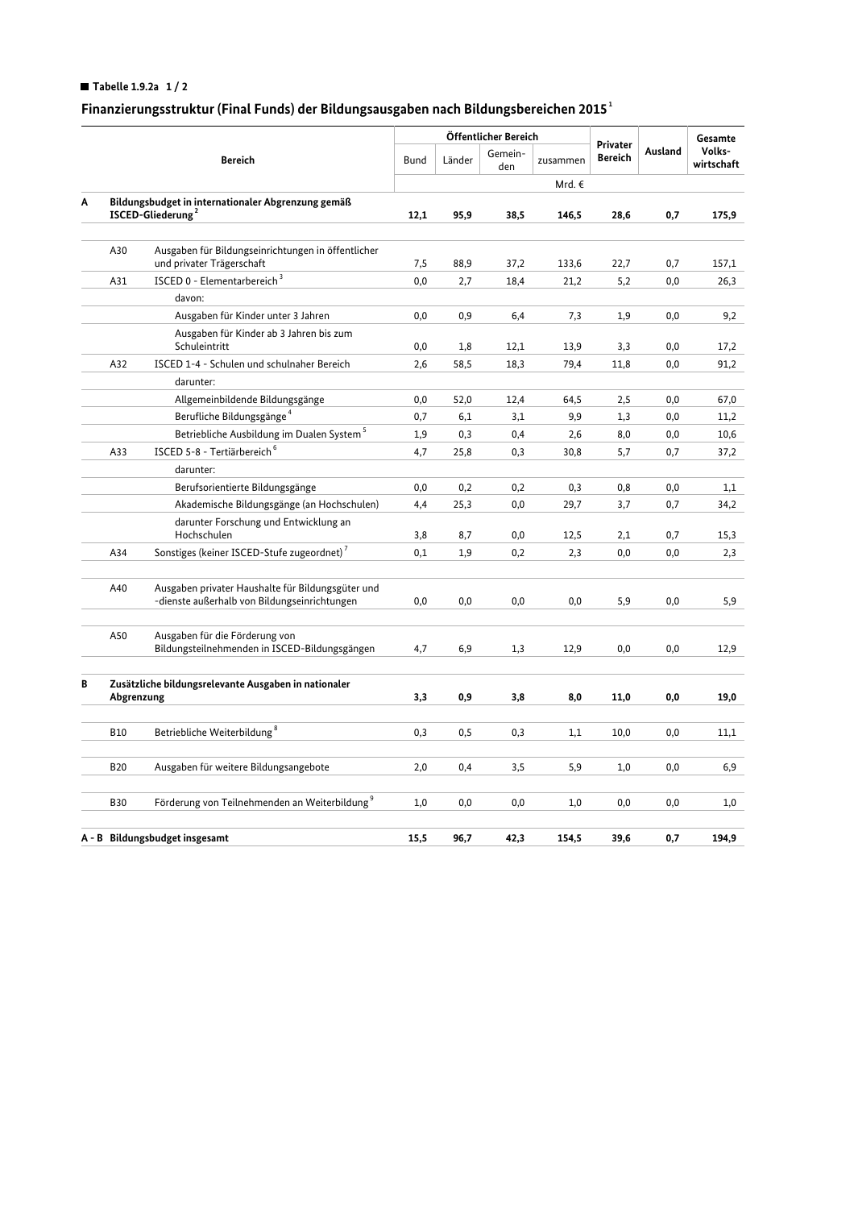■ Tabelle 1.9.2a 1 / 2

## Finanzierungsstruktur (Final Funds) der Bildungsausgaben nach Bildungsbereichen 2015[1]

| | Bereich | | Öffentlicher Bereich | | | | Privater Bereich | Ausland | Gesamte Volkswirtschaft |
|---|---|---|---|---|---|---|---|---|---|
| | | | Bund | Länder | Gemeinden | zusammen | | | |
| | | | Mrd. € | | | | | | |
| **A** | **Bildungsbudget in internationaler Abgrenzung gemäß ISCED-Gliederung[2]** | | **12,1** | **95,9** | **38,5** | **146,5** | **28,6** | **0,7** | **175,9** |
| | A30 | Ausgaben für Bildungseinrichtungen in öffentlicher und privater Trägerschaft | 7,5 | 88,9 | 37,2 | 133,6 | 22,7 | 0,7 | 157,1 |
| | A31 | ISCED 0 - Elementarbereich[3] | 0,0 | 2,7 | 18,4 | 21,2 | 5,2 | 0,0 | 26,3 |
| | | davon: | | | | | | | |
| | | Ausgaben für Kinder unter 3 Jahren | 0,0 | 0,9 | 6,4 | 7,3 | 1,9 | 0,0 | 9,2 |
| | | Ausgaben für Kinder ab 3 Jahren bis zum Schuleintritt | 0,0 | 1,8 | 12,1 | 13,9 | 3,3 | 0,0 | 17,2 |
| | A32 | ISCED 1-4 - Schulen und schulnaher Bereich | 2,6 | 58,5 | 18,3 | 79,4 | 11,8 | 0,0 | 91,2 |
| | | darunter: | | | | | | | |
| | | Allgemeinbildende Bildungsgänge | 0,0 | 52,0 | 12,4 | 64,5 | 2,5 | 0,0 | 67,0 |
| | | Berufliche Bildungsgänge[4] | 0,7 | 6,1 | 3,1 | 9,9 | 1,3 | 0,0 | 11,2 |
| | | Betriebliche Ausbildung im Dualen System[5] | 1,9 | 0,3 | 0,4 | 2,6 | 8,0 | 0,0 | 10,6 |
| | A33 | ISCED 5-8 - Tertiärbereich[6] | 4,7 | 25,8 | 0,3 | 30,8 | 5,7 | 0,7 | 37,2 |
| | | darunter: | | | | | | | |
| | | Berufsorientierte Bildungsgänge | 0,0 | 0,2 | 0,2 | 0,3 | 0,8 | 0,0 | 1,1 |
| | | Akademische Bildungsgänge (an Hochschulen) | 4,4 | 25,3 | 0,0 | 29,7 | 3,7 | 0,7 | 34,2 |
| | | darunter Forschung und Entwicklung an Hochschulen | 3,8 | 8,7 | 0,0 | 12,5 | 2,1 | 0,7 | 15,3 |
| | A34 | Sonstiges (keiner ISCED-Stufe zugeordnet)[7] | 0,1 | 1,9 | 0,2 | 2,3 | 0,0 | 0,0 | 2,3 |
| | A40 | Ausgaben privater Haushalte für Bildungsgüter und -dienste außerhalb von Bildungseinrichtungen | 0,0 | 0,0 | 0,0 | 0,0 | 5,9 | 0,0 | 5,9 |
| | A50 | Ausgaben für die Förderung von Bildungsteilnehmenden in ISCED-Bildungsgängen | 4,7 | 6,9 | 1,3 | 12,9 | 0,0 | 0,0 | 12,9 |
| **B** | **Zusätzliche bildungsrelevante Ausgaben in nationaler Abgrenzung** | | **3,3** | **0,9** | **3,8** | **8,0** | **11,0** | **0,0** | **19,0** |
| | B10 | Betriebliche Weiterbildung[8] | 0,3 | 0,5 | 0,3 | 1,1 | 10,0 | 0,0 | 11,1 |
| | B20 | Ausgaben für weitere Bildungsangebote | 2,0 | 0,4 | 3,5 | 5,9 | 1,0 | 0,0 | 6,9 |
| | B30 | Förderung von Teilnehmenden an Weiterbildung[9] | 1,0 | 0,0 | 0,0 | 1,0 | 0,0 | 0,0 | 1,0 |
| **A - B** | **Bildungsbudget insgesamt** | | **15,5** | **96,7** | **42,3** | **154,5** | **39,6** | **0,7** | **194,9** |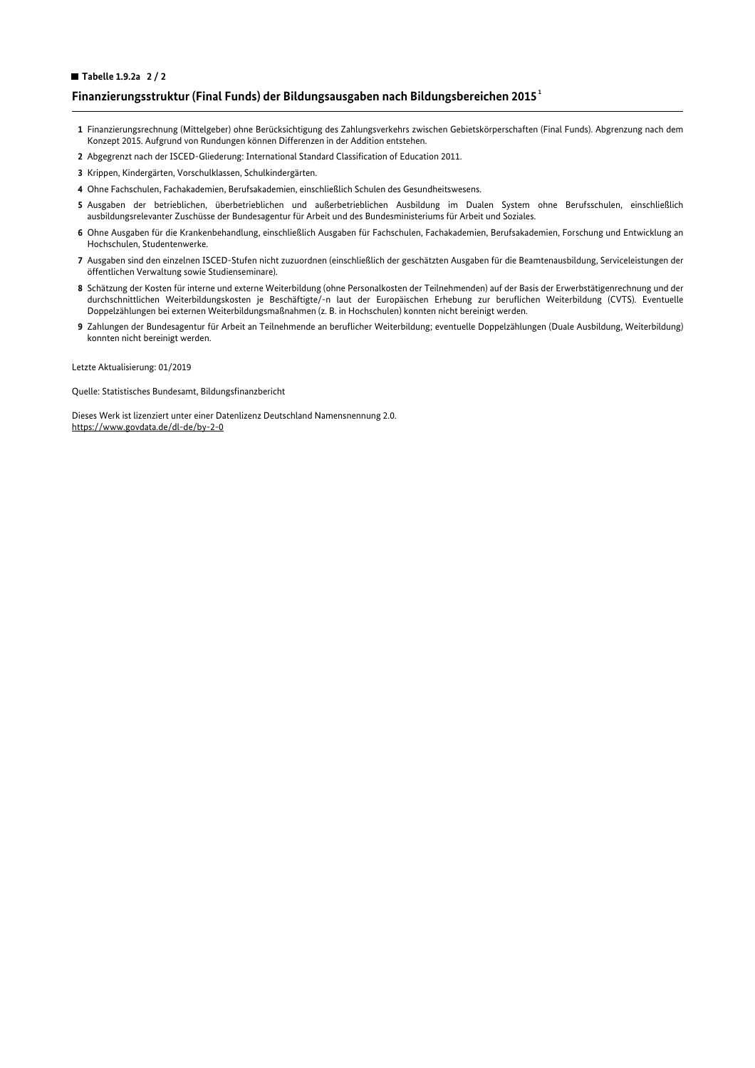**Tabelle 1.9.2a 2 / 2**

## Finanzierungsstruktur (Final Funds) der Bildungsausgaben nach Bildungsbereichen 2015[1]

**1** Finanzierungsrechnung (Mittelgeber) ohne Berücksichtigung des Zahlungsverkehrs zwischen Gebietskörperschaften (Final Funds). Abgrenzung nach dem Konzept 2015. Aufgrund von Rundungen können Differenzen in der Addition entstehen.

**2** Abgegrenzt nach der ISCED-Gliederung: International Standard Classification of Education 2011.

**3** Krippen, Kindergärten, Vorschulklassen, Schulkindergärten.

**4** Ohne Fachschulen, Fachakademien, Berufsakademien, einschließlich Schulen des Gesundheitswesens.

**5** Ausgaben der betrieblichen, überbetrieblichen und außerbetrieblichen Ausbildung im Dualen System ohne Berufsschulen, einschließlich ausbildungsrelevanter Zuschüsse der Bundesagentur für Arbeit und des Bundesministeriums für Arbeit und Soziales.

**6** Ohne Ausgaben für die Krankenbehandlung, einschließlich Ausgaben für Fachschulen, Fachakademien, Berufsakademien, Forschung und Entwicklung an Hochschulen, Studentenwerke.

**7** Ausgaben sind den einzelnen ISCED-Stufen nicht zuzuordnen (einschließlich der geschätzten Ausgaben für die Beamtenausbildung, Serviceleistungen der öffentlichen Verwaltung sowie Studienseminare).

**8** Schätzung der Kosten für interne und externe Weiterbildung (ohne Personalkosten der Teilnehmenden) auf der Basis der Erwerbstätigenrechnung und der durchschnittlichen Weiterbildungskosten je Beschäftigte/-n laut der Europäischen Erhebung zur beruflichen Weiterbildung (CVTS). Eventuelle Doppelzählungen bei externen Weiterbildungsmaßnahmen (z. B. in Hochschulen) konnten nicht bereinigt werden.

**9** Zahlungen der Bundesagentur für Arbeit an Teilnehmende an beruflicher Weiterbildung; eventuelle Doppelzählungen (Duale Ausbildung, Weiterbildung) konnten nicht bereinigt werden.

Letzte Aktualisierung: 01/2019

Quelle: Statistisches Bundesamt, Bildungsfinanzbericht

Dieses Werk ist lizenziert unter einer Datenlizenz Deutschland Namensnennung 2.0.
https://www.govdata.de/dl-de/by-2-0